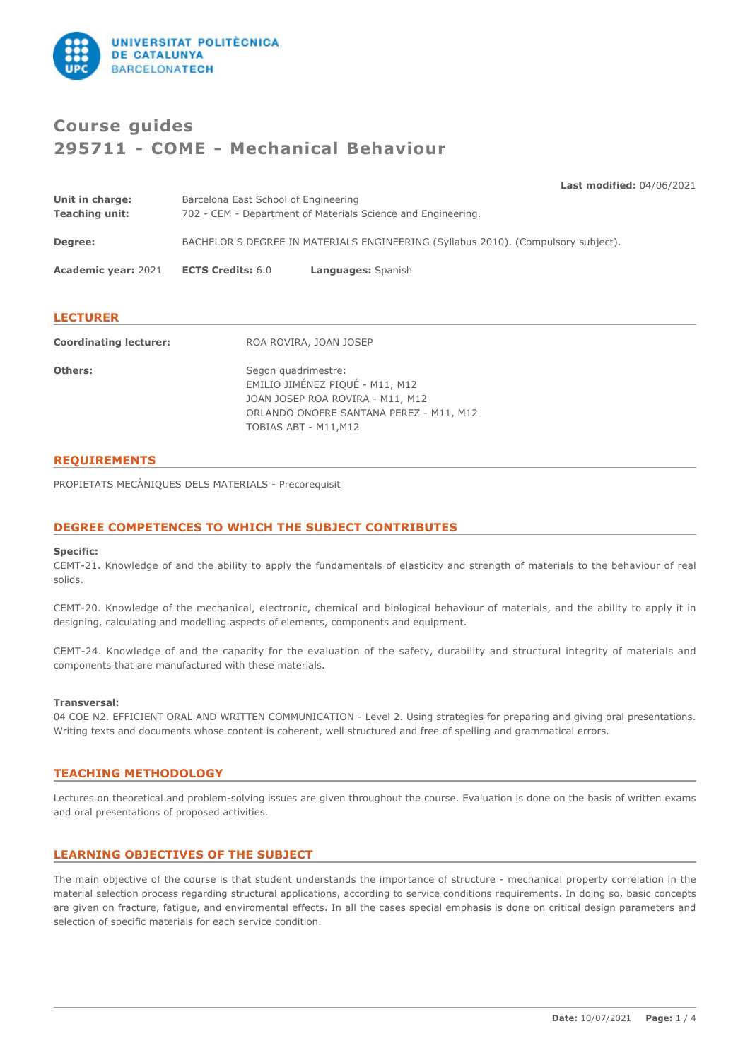# Course guides
# 295711 - COME - Mechanical Behaviour

**Last modified:** 04/06/2021

**Unit in charge:** Barcelona East School of Engineering
**Teaching unit:** 702 - CEM - Department of Materials Science and Engineering.

**Degree:** BACHELOR'S DEGREE IN MATERIALS ENGINEERING (Syllabus 2010). (Compulsory subject).

**Academic year:** 2021 **ECTS Credits:** 6.0 **Languages:** Spanish

## LECTURER

**Coordinating lecturer:** ROA ROVIRA, JOAN JOSEP

**Others:** Segon quadrimestre:
EMILIO JIMÉNEZ PIQUÉ - M11, M12
JOAN JOSEP ROA ROVIRA - M11, M12
ORLANDO ONOFRE SANTANA PEREZ - M11, M12
TOBIAS ABT - M11,M12

## REQUIREMENTS

PROPIETATS MECÀNIQUES DELS MATERIALS - Precorequisit

## DEGREE COMPETENCES TO WHICH THE SUBJECT CONTRIBUTES

**Specific:**

CEMT-21. Knowledge of and the ability to apply the fundamentals of elasticity and strength of materials to the behaviour of real solids.

CEMT-20. Knowledge of the mechanical, electronic, chemical and biological behaviour of materials, and the ability to apply it in designing, calculating and modelling aspects of elements, components and equipment.

CEMT-24. Knowledge of and the capacity for the evaluation of the safety, durability and structural integrity of materials and components that are manufactured with these materials.

**Transversal:**

04 COE N2. EFFICIENT ORAL AND WRITTEN COMMUNICATION - Level 2. Using strategies for preparing and giving oral presentations. Writing texts and documents whose content is coherent, well structured and free of spelling and grammatical errors.

## TEACHING METHODOLOGY

Lectures on theoretical and problem-solving issues are given throughout the course. Evaluation is done on the basis of written exams and oral presentations of proposed activities.

## LEARNING OBJECTIVES OF THE SUBJECT

The main objective of the course is that student understands the importance of structure - mechanical property correlation in the material selection process regarding structural applications, according to service conditions requirements. In doing so, basic concepts are given on fracture, fatigue, and enviromental effects. In all the cases special emphasis is done on critical design parameters and selection of specific materials for each service condition.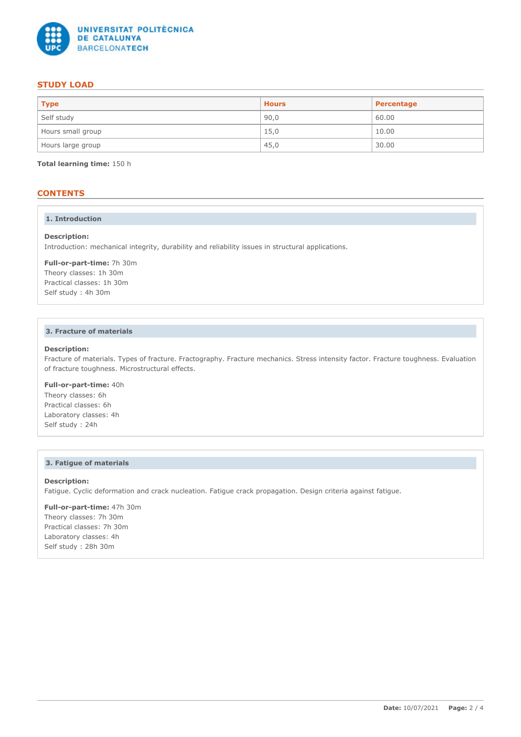## STUDY LOAD

| Type | Hours | Percentage |
| --- | --- | --- |
| Self study | 90,0 | 60.00 |
| Hours small group | 15,0 | 10.00 |
| Hours large group | 45,0 | 30.00 |

**Total learning time:** 150 h

## CONTENTS

### 1. Introduction

**Description:**
Introduction: mechanical integrity, durability and reliability issues in structural applications.

**Full-or-part-time:** 7h 30m
Theory classes: 1h 30m
Practical classes: 1h 30m
Self study : 4h 30m

### 3. Fracture of materials

**Description:**
Fracture of materials. Types of fracture. Fractography. Fracture mechanics. Stress intensity factor. Fracture toughness. Evaluation of fracture toughness. Microstructural effects.

**Full-or-part-time:** 40h
Theory classes: 6h
Practical classes: 6h
Laboratory classes: 4h
Self study : 24h

### 3. Fatigue of materials

**Description:**
Fatigue. Cyclic deformation and crack nucleation. Fatigue crack propagation. Design criteria against fatigue.

**Full-or-part-time:** 47h 30m
Theory classes: 7h 30m
Practical classes: 7h 30m
Laboratory classes: 4h
Self study : 28h 30m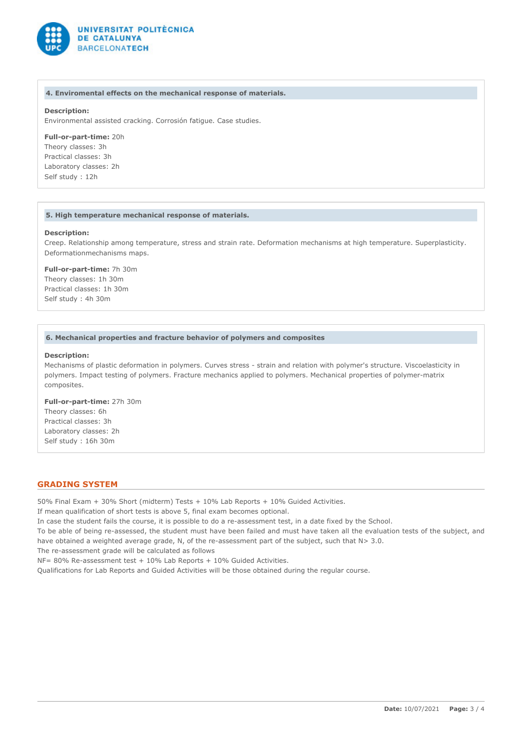### 4. Enviromental effects on the mechanical response of materials.

**Description:**
Environmental assisted cracking. Corrosión fatigue. Case studies.

**Full-or-part-time:** 20h
Theory classes: 3h
Practical classes: 3h
Laboratory classes: 2h
Self study : 12h

### 5. High temperature mechanical response of materials.

**Description:**
Creep. Relationship among temperature, stress and strain rate. Deformation mechanisms at high temperature. Superplasticity. Deformationmechanisms maps.

**Full-or-part-time:** 7h 30m
Theory classes: 1h 30m
Practical classes: 1h 30m
Self study : 4h 30m

### 6. Mechanical properties and fracture behavior of polymers and composites

**Description:**
Mechanisms of plastic deformation in polymers. Curves stress - strain and relation with polymer's structure. Viscoelasticity in polymers. Impact testing of polymers. Fracture mechanics applied to polymers. Mechanical properties of polymer-matrix composites.

**Full-or-part-time:** 27h 30m
Theory classes: 6h
Practical classes: 3h
Laboratory classes: 2h
Self study : 16h 30m

## GRADING SYSTEM

50% Final Exam + 30% Short (midterm) Tests + 10% Lab Reports + 10% Guided Activities.
If mean qualification of short tests is above 5, final exam becomes optional.
In case the student fails the course, it is possible to do a re-assessment test, in a date fixed by the School.
To be able of being re-assessed, the student must have been failed and must have taken all the evaluation tests of the subject, and have obtained a weighted average grade, N, of the re-assessment part of the subject, such that N> 3.0.
The re-assessment grade will be calculated as follows
NF= 80% Re-assessment test + 10% Lab Reports + 10% Guided Activities.
Qualifications for Lab Reports and Guided Activities will be those obtained during the regular course.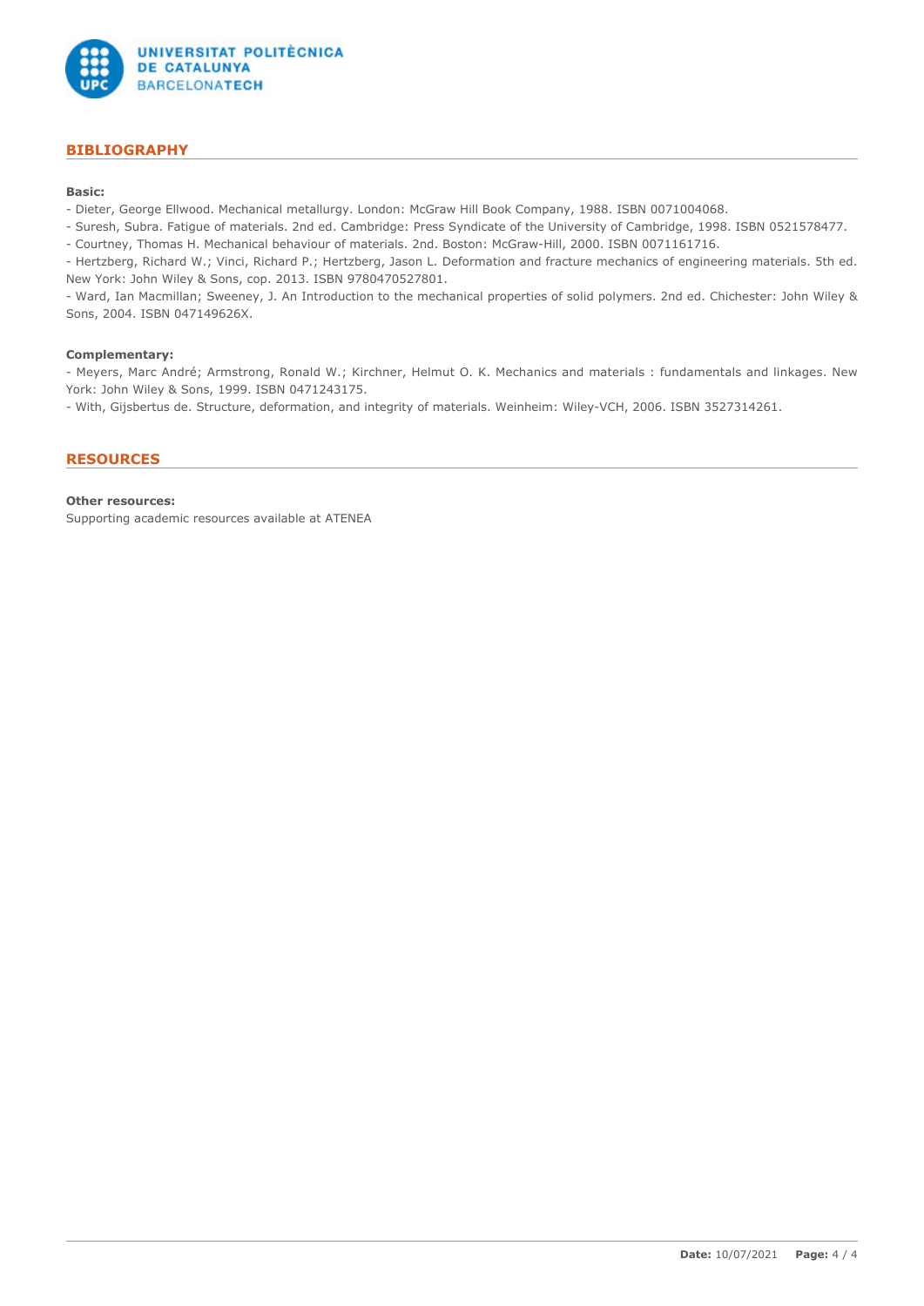## BIBLIOGRAPHY

**Basic:**

- Dieter, George Ellwood. Mechanical metallurgy. London: McGraw Hill Book Company, 1988. ISBN 0071004068.
- Suresh, Subra. Fatigue of materials. 2nd ed. Cambridge: Press Syndicate of the University of Cambridge, 1998. ISBN 0521578477.
- Courtney, Thomas H. Mechanical behaviour of materials. 2nd. Boston: McGraw-Hill, 2000. ISBN 0071161716.
- Hertzberg, Richard W.; Vinci, Richard P.; Hertzberg, Jason L. Deformation and fracture mechanics of engineering materials. 5th ed. New York: John Wiley & Sons, cop. 2013. ISBN 9780470527801.
- Ward, Ian Macmillan; Sweeney, J. An Introduction to the mechanical properties of solid polymers. 2nd ed. Chichester: John Wiley & Sons, 2004. ISBN 047149626X.

**Complementary:**

- Meyers, Marc André; Armstrong, Ronald W.; Kirchner, Helmut O. K. Mechanics and materials : fundamentals and linkages. New York: John Wiley & Sons, 1999. ISBN 0471243175.
- With, Gijsbertus de. Structure, deformation, and integrity of materials. Weinheim: Wiley-VCH, 2006. ISBN 3527314261.

## RESOURCES

**Other resources:**

Supporting academic resources available at ATENEA